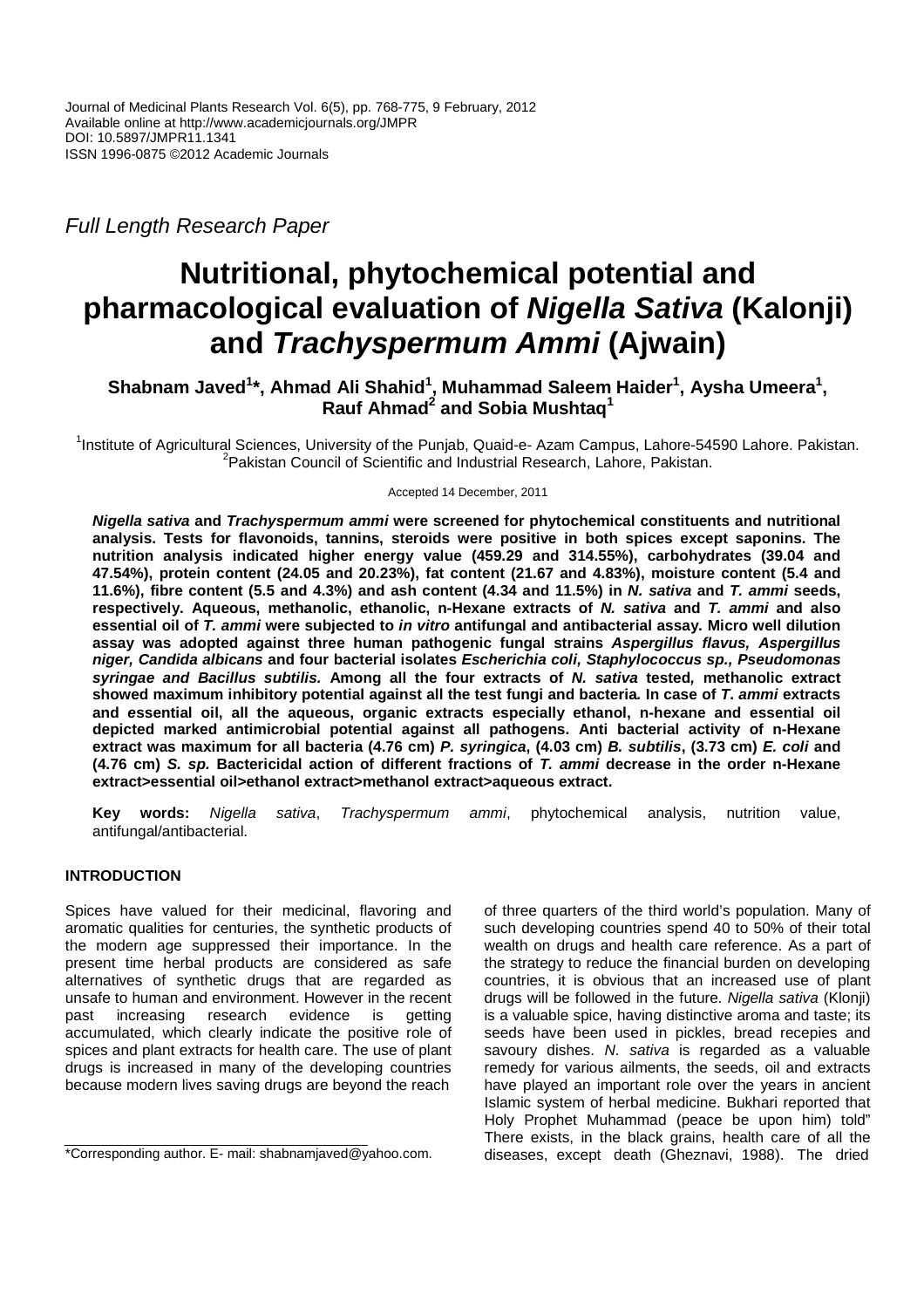Journal of Medicinal Plants Research Vol. 6(5), pp. 768-775, 9 February, 2012
Available online at http://www.academicjournals.org/JMPR
DOI: 10.5897/JMPR11.1341
ISSN 1996-0875 ©2012 Academic Journals

*Full Length Research Paper*

# Nutritional, phytochemical potential and pharmacological evaluation of *Nigella Sativa* (Kalonji) and *Trachyspermum Ammi* (Ajwain)

**Shabnam Javed[1]\*, Ahmad Ali Shahid[1], Muhammad Saleem Haider[1], Aysha Umeera[1], Rauf Ahmad[2] and Sobia Mushtaq[1]**

[1]Institute of Agricultural Sciences, University of the Punjab, Quaid-e- Azam Campus, Lahore-54590 Lahore. Pakistan.
[2]Pakistan Council of Scientific and Industrial Research, Lahore, Pakistan.

Accepted 14 December, 2011

***Nigella sativa* and *Trachyspermum ammi* were screened for phytochemical constituents and nutritional analysis. Tests for flavonoids, tannins, steroids were positive in both spices except saponins. The nutrition analysis indicated higher energy value (459.29 and 314.55%), carbohydrates (39.04 and 47.54%), protein content (24.05 and 20.23%), fat content (21.67 and 4.83%), moisture content (5.4 and 11.6%), fibre content (5.5 and 4.3%) and ash content (4.34 and 11.5%) in *N. sativa* and *T. ammi* seeds, respectively. Aqueous, methanolic, ethanolic, n-Hexane extracts of *N. sativa* and *T. ammi* and also essential oil of *T. ammi* were subjected to *in vitro* antifungal and antibacterial assay. Micro well dilution assay was adopted against three human pathogenic fungal strains *Aspergillus flavus, Aspergillus niger, Candida albicans* and four bacterial isolates *Escherichia coli, Staphylococcus sp., Pseudomonas syringae and Bacillus subtilis.* Among all the four extracts of *N. sativa* tested, methanolic extract showed maximum inhibitory potential against all the test fungi and bacteria. In case of *T. ammi* extracts and essential oil, all the aqueous, organic extracts especially ethanol, n-hexane and essential oil depicted marked antimicrobial potential against all pathogens. Anti bacterial activity of n-Hexane extract was maximum for all bacteria (4.76 cm) *P. syringica*, (4.03 cm) *B. subtilis*, (3.73 cm) *E. coli* and (4.76 cm) *S. sp.* Bactericidal action of different fractions of *T. ammi* decrease in the order n-Hexane extract>essential oil>ethanol extract>methanol extract>aqueous extract.**

**Key words:** *Nigella sativa*, *Trachyspermum ammi*, phytochemical analysis, nutrition value, antifungal/antibacterial.

## INTRODUCTION

Spices have valued for their medicinal, flavoring and aromatic qualities for centuries, the synthetic products of the modern age suppressed their importance. In the present time herbal products are considered as safe alternatives of synthetic drugs that are regarded as unsafe to human and environment. However in the recent past increasing research evidence is getting accumulated, which clearly indicate the positive role of spices and plant extracts for health care. The use of plant drugs is increased in many of the developing countries because modern lives saving drugs are beyond the reach of three quarters of the third world's population. Many of such developing countries spend 40 to 50% of their total wealth on drugs and health care reference. As a part of the strategy to reduce the financial burden on developing countries, it is obvious that an increased use of plant drugs will be followed in the future. *Nigella sativa* (Klonji) is a valuable spice, having distinctive aroma and taste; its seeds have been used in pickles, bread recepies and savoury dishes. *N. sativa* is regarded as a valuable remedy for various ailments, the seeds, oil and extracts have played an important role over the years in ancient Islamic system of herbal medicine. Bukhari reported that Holy Prophet Muhammad (peace be upon him) told" There exists, in the black grains, health care of all the diseases, except death (Gheznavi, 1988). The dried

\*Corresponding author. E- mail: shabnamjaved@yahoo.com.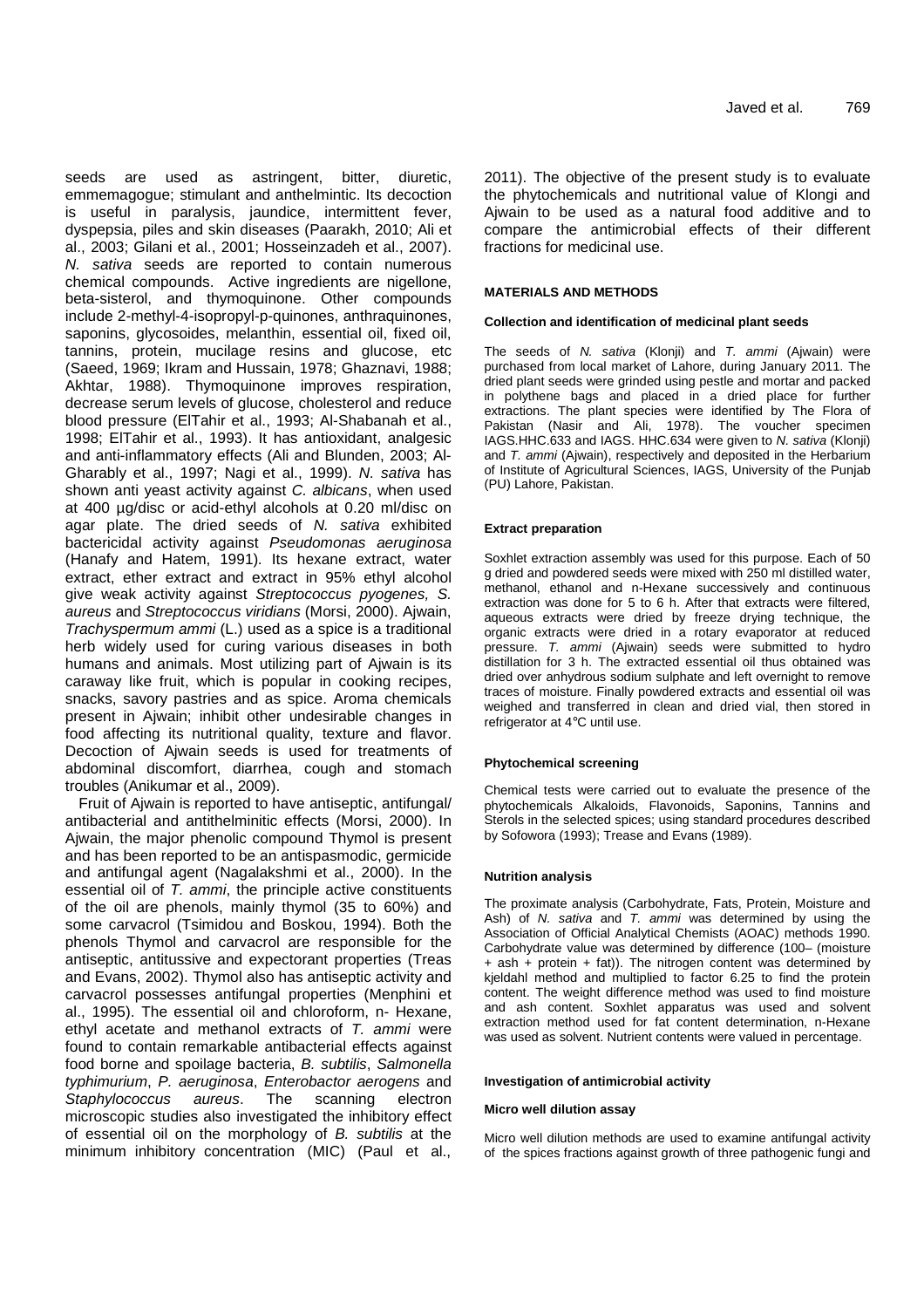seeds are used as astringent, bitter, diuretic, emmemagogue; stimulant and anthelmintic. Its decoction is useful in paralysis, jaundice, intermittent fever, dyspepsia, piles and skin diseases (Paarakh, 2010; Ali et al., 2003; Gilani et al., 2001; Hosseinzadeh et al., 2007). *N. sativa* seeds are reported to contain numerous chemical compounds. Active ingredients are nigellone, beta-sisterol, and thymoquinone. Other compounds include 2-methyl-4-isopropyl-p-quinones, anthraquinones, saponins, glycosoides, melanthin, essential oil, fixed oil, tannins, protein, mucilage resins and glucose, etc (Saeed, 1969; Ikram and Hussain, 1978; Ghaznavi, 1988; Akhtar, 1988). Thymoquinone improves respiration, decrease serum levels of glucose, cholesterol and reduce blood pressure (ElTahir et al., 1993; Al-Shabanah et al., 1998; ElTahir et al., 1993). It has antioxidant, analgesic and anti-inflammatory effects (Ali and Blunden, 2003; Al-Gharably et al., 1997; Nagi et al., 1999). *N. sativa* has shown anti yeast activity against *C. albicans*, when used at 400 µg/disc or acid-ethyl alcohols at 0.20 ml/disc on agar plate. The dried seeds of *N. sativa* exhibited bactericidal activity against *Pseudomonas aeruginosa* (Hanafy and Hatem, 1991). Its hexane extract, water extract, ether extract and extract in 95% ethyl alcohol give weak activity against *Streptococcus pyogenes, S. aureus* and *Streptococcus viridians* (Morsi, 2000). Ajwain, *Trachyspermum ammi* (L.) used as a spice is a traditional herb widely used for curing various diseases in both humans and animals. Most utilizing part of Ajwain is its caraway like fruit, which is popular in cooking recipes, snacks, savory pastries and as spice. Aroma chemicals present in Ajwain; inhibit other undesirable changes in food affecting its nutritional quality, texture and flavor. Decoction of Ajwain seeds is used for treatments of abdominal discomfort, diarrhea, cough and stomach troubles (Anikumar et al., 2009).

Fruit of Ajwain is reported to have antiseptic, antifungal/ antibacterial and antithelminitic effects (Morsi, 2000). In Ajwain, the major phenolic compound Thymol is present and has been reported to be an antispasmodic, germicide and antifungal agent (Nagalakshmi et al., 2000). In the essential oil of *T. ammi*, the principle active constituents of the oil are phenols, mainly thymol (35 to 60%) and some carvacrol (Tsimidou and Boskou, 1994). Both the phenols Thymol and carvacrol are responsible for the antiseptic, antitussive and expectorant properties (Treas and Evans, 2002). Thymol also has antiseptic activity and carvacrol possesses antifungal properties (Menphini et al., 1995). The essential oil and chloroform, n- Hexane, ethyl acetate and methanol extracts of *T. ammi* were found to contain remarkable antibacterial effects against food borne and spoilage bacteria, *B. subtilis*, *Salmonella typhimurium*, *P. aeruginosa*, *Enterobactor aerogens* and *Staphylococcus aureus*. The scanning electron microscopic studies also investigated the inhibitory effect of essential oil on the morphology of *B. subtilis* at the minimum inhibitory concentration (MIC) (Paul et al., 2011). The objective of the present study is to evaluate the phytochemicals and nutritional value of Klongi and Ajwain to be used as a natural food additive and to compare the antimicrobial effects of their different fractions for medicinal use.

## MATERIALS AND METHODS

### Collection and identification of medicinal plant seeds

The seeds of *N. sativa* (Klonji) and *T. ammi* (Ajwain) were purchased from local market of Lahore, during January 2011. The dried plant seeds were grinded using pestle and mortar and packed in polythene bags and placed in a dried place for further extractions. The plant species were identified by The Flora of Pakistan (Nasir and Ali, 1978). The voucher specimen IAGS.HHC.633 and IAGS. HHC.634 were given to *N. sativa* (Klonji) and *T. ammi* (Ajwain), respectively and deposited in the Herbarium of Institute of Agricultural Sciences, IAGS, University of the Punjab (PU) Lahore, Pakistan.

### Extract preparation

Soxhlet extraction assembly was used for this purpose. Each of 50 g dried and powdered seeds were mixed with 250 ml distilled water, methanol, ethanol and n-Hexane successively and continuous extraction was done for 5 to 6 h. After that extracts were filtered, aqueous extracts were dried by freeze drying technique, the organic extracts were dried in a rotary evaporator at reduced pressure. *T. ammi* (Ajwain) seeds were submitted to hydro distillation for 3 h. The extracted essential oil thus obtained was dried over anhydrous sodium sulphate and left overnight to remove traces of moisture. Finally powdered extracts and essential oil was weighed and transferred in clean and dried vial, then stored in refrigerator at 4°C until use.

### Phytochemical screening

Chemical tests were carried out to evaluate the presence of the phytochemicals Alkaloids, Flavonoids, Saponins, Tannins and Sterols in the selected spices; using standard procedures described by Sofowora (1993); Trease and Evans (1989).

### Nutrition analysis

The proximate analysis (Carbohydrate, Fats, Protein, Moisture and Ash) of *N. sativa* and *T. ammi* was determined by using the Association of Official Analytical Chemists (AOAC) methods 1990. Carbohydrate value was determined by difference (100– (moisture + ash + protein + fat)). The nitrogen content was determined by kjeldahl method and multiplied to factor 6.25 to find the protein content. The weight difference method was used to find moisture and ash content. Soxhlet apparatus was used and solvent extraction method used for fat content determination, n-Hexane was used as solvent. Nutrient contents were valued in percentage.

### Investigation of antimicrobial activity

#### Micro well dilution assay

Micro well dilution methods are used to examine antifungal activity of the spices fractions against growth of three pathogenic fungi and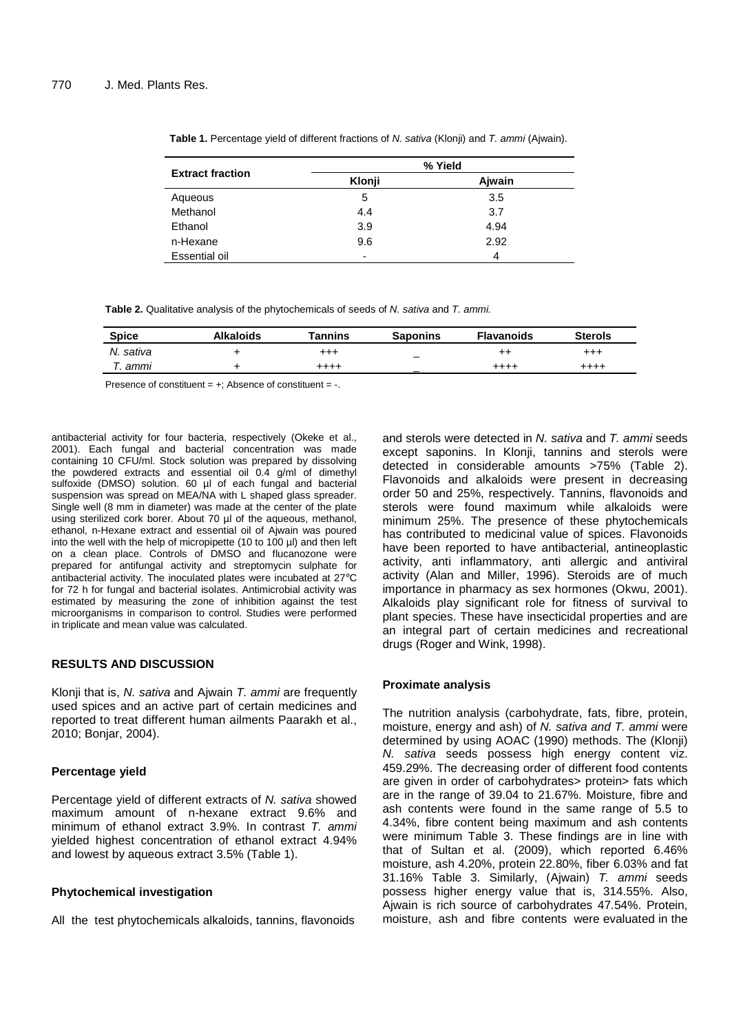**Table 1.** Percentage yield of different fractions of *N. sativa* (Klonji) and *T. ammi* (Ajwain).

| Extract fraction | % Yield | |
|---|---|---|
| | Klonji | Ajwain |
| Aqueous | 5 | 3.5 |
| Methanol | 4.4 | 3.7 |
| Ethanol | 3.9 | 4.94 |
| n-Hexane | 9.6 | 2.92 |
| Essential oil | - | 4 |

**Table 2.** Qualitative analysis of the phytochemicals of seeds of *N. sativa* and *T. ammi.*

| Spice | Alkaloids | Tannins | Saponins | Flavanoids | Sterols |
|---|---|---|---|---|---|
| *N. sativa* | + | +++ | _ | ++ | +++ |
| *T. ammi* | + | ++++ | _ | ++++ | ++++ |

Presence of constituent = +; Absence of constituent = -.

antibacterial activity for four bacteria, respectively (Okeke et al., 2001). Each fungal and bacterial concentration was made containing 10 CFU/ml. Stock solution was prepared by dissolving the powdered extracts and essential oil 0.4 g/ml of dimethyl sulfoxide (DMSO) solution. 60 µl of each fungal and bacterial suspension was spread on MEA/NA with L shaped glass spreader. Single well (8 mm in diameter) was made at the center of the plate using sterilized cork borer. About 70 µl of the aqueous, methanol, ethanol, n-Hexane extract and essential oil of Ajwain was poured into the well with the help of micropipette (10 to 100 µl) and then left on a clean place. Controls of DMSO and flucanozone were prepared for antifungal activity and streptomycin sulphate for antibacterial activity. The inoculated plates were incubated at 27°C for 72 h for fungal and bacterial isolates. Antimicrobial activity was estimated by measuring the zone of inhibition against the test microorganisms in comparison to control. Studies were performed in triplicate and mean value was calculated.

## RESULTS AND DISCUSSION

Klonji that is, *N. sativa* and Ajwain *T. ammi* are frequently used spices and an active part of certain medicines and reported to treat different human ailments Paarakh et al., 2010; Bonjar, 2004).

### Percentage yield

Percentage yield of different extracts of *N. sativa* showed maximum amount of n-hexane extract 9.6% and minimum of ethanol extract 3.9%. In contrast *T. ammi* yielded highest concentration of ethanol extract 4.94% and lowest by aqueous extract 3.5% (Table 1).

### Phytochemical investigation

All the test phytochemicals alkaloids, tannins, flavonoids and sterols were detected in *N. sativa* and *T. ammi* seeds except saponins. In Klonji, tannins and sterols were detected in considerable amounts >75% (Table 2). Flavonoids and alkaloids were present in decreasing order 50 and 25%, respectively. Tannins, flavonoids and sterols were found maximum while alkaloids were minimum 25%. The presence of these phytochemicals has contributed to medicinal value of spices. Flavonoids have been reported to have antibacterial, antineoplastic activity, anti inflammatory, anti allergic and antiviral activity (Alan and Miller, 1996). Steroids are of much importance in pharmacy as sex hormones (Okwu, 2001). Alkaloids play significant role for fitness of survival to plant species. These have insecticidal properties and are an integral part of certain medicines and recreational drugs (Roger and Wink, 1998).

### Proximate analysis

The nutrition analysis (carbohydrate, fats, fibre, protein, moisture, energy and ash) of *N. sativa and T. ammi* were determined by using AOAC (1990) methods. The (Klonji) *N. sativa* seeds possess high energy content viz. 459.29%. The decreasing order of different food contents are given in order of carbohydrates> protein> fats which are in the range of 39.04 to 21.67%. Moisture, fibre and ash contents were found in the same range of 5.5 to 4.34%, fibre content being maximum and ash contents were minimum Table 3. These findings are in line with that of Sultan et al. (2009), which reported 6.46% moisture, ash 4.20%, protein 22.80%, fiber 6.03% and fat 31.16% Table 3. Similarly, (Ajwain) *T. ammi* seeds possess higher energy value that is, 314.55%. Also, Ajwain is rich source of carbohydrates 47.54%. Protein, moisture, ash and fibre contents were evaluated in the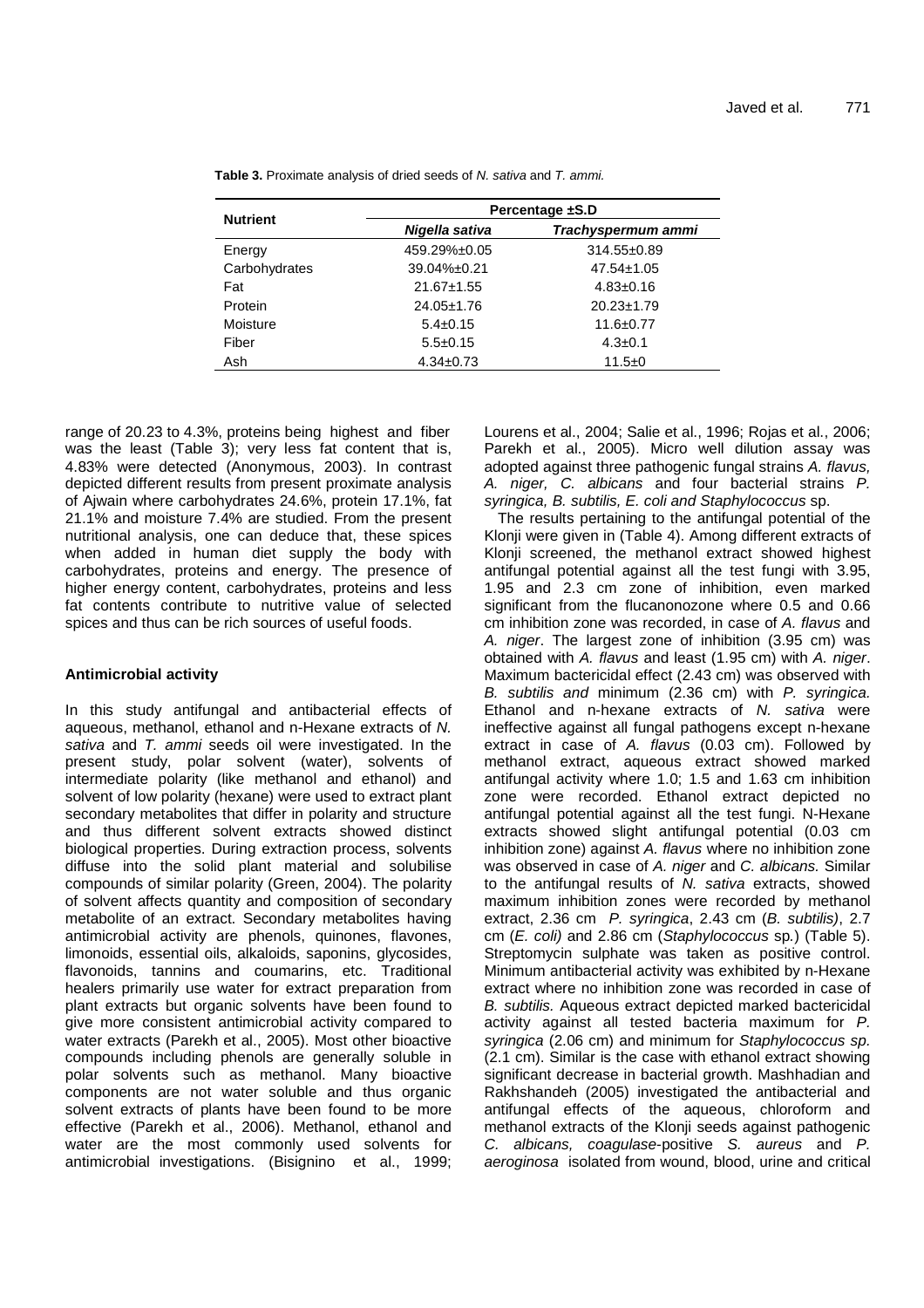**Table 3.** Proximate analysis of dried seeds of *N. sativa* and *T. ammi.*

| Nutrient | Percentage ±S.D | |
|---|---|---|
| | *Nigella sativa* | *Trachyspermum ammi* |
| Energy | 459.29%±0.05 | 314.55±0.89 |
| Carbohydrates | 39.04%±0.21 | 47.54±1.05 |
| Fat | 21.67±1.55 | 4.83±0.16 |
| Protein | 24.05±1.76 | 20.23±1.79 |
| Moisture | 5.4±0.15 | 11.6±0.77 |
| Fiber | 5.5±0.15 | 4.3±0.1 |
| Ash | 4.34±0.73 | 11.5±0 |

range of 20.23 to 4.3%, proteins being highest and fiber was the least (Table 3); very less fat content that is, 4.83% were detected (Anonymous, 2003). In contrast depicted different results from present proximate analysis of Ajwain where carbohydrates 24.6%, protein 17.1%, fat 21.1% and moisture 7.4% are studied. From the present nutritional analysis, one can deduce that, these spices when added in human diet supply the body with carbohydrates, proteins and energy. The presence of higher energy content, carbohydrates, proteins and less fat contents contribute to nutritive value of selected spices and thus can be rich sources of useful foods.

### Antimicrobial activity

In this study antifungal and antibacterial effects of aqueous, methanol, ethanol and n-Hexane extracts of *N. sativa* and *T. ammi* seeds oil were investigated. In the present study, polar solvent (water), solvents of intermediate polarity (like methanol and ethanol) and solvent of low polarity (hexane) were used to extract plant secondary metabolites that differ in polarity and structure and thus different solvent extracts showed distinct biological properties. During extraction process, solvents diffuse into the solid plant material and solubilise compounds of similar polarity (Green, 2004). The polarity of solvent affects quantity and composition of secondary metabolite of an extract. Secondary metabolites having antimicrobial activity are phenols, quinones, flavones, limonoids, essential oils, alkaloids, saponins, glycosides, flavonoids, tannins and coumarins, etc. Traditional healers primarily use water for extract preparation from plant extracts but organic solvents have been found to give more consistent antimicrobial activity compared to water extracts (Parekh et al., 2005). Most other bioactive compounds including phenols are generally soluble in polar solvents such as methanol. Many bioactive components are not water soluble and thus organic solvent extracts of plants have been found to be more effective (Parekh et al., 2006). Methanol, ethanol and water are the most commonly used solvents for antimicrobial investigations. (Bisignino et al., 1999; Lourens et al., 2004; Salie et al., 1996; Rojas et al., 2006; Parekh et al., 2005). Micro well dilution assay was adopted against three pathogenic fungal strains *A. flavus, A. niger, C. albicans* and four bacterial strains *P. syringica, B. subtilis, E. coli and Staphylococcus* sp.

The results pertaining to the antifungal potential of the Klonji were given in (Table 4). Among different extracts of Klonji screened, the methanol extract showed highest antifungal potential against all the test fungi with 3.95, 1.95 and 2.3 cm zone of inhibition, even marked significant from the flucanonozone where 0.5 and 0.66 cm inhibition zone was recorded, in case of *A. flavus* and *A. niger*. The largest zone of inhibition (3.95 cm) was obtained with *A. flavus* and least (1.95 cm) with *A. niger*. Maximum bactericidal effect (2.43 cm) was observed with *B. subtilis and* minimum (2.36 cm) with *P. syringica.* Ethanol and n-hexane extracts of *N. sativa* were ineffective against all fungal pathogens except n-hexane extract in case of *A. flavus* (0.03 cm). Followed by methanol extract, aqueous extract showed marked antifungal activity where 1.0; 1.5 and 1.63 cm inhibition zone were recorded. Ethanol extract depicted no antifungal potential against all the test fungi. N-Hexane extracts showed slight antifungal potential (0.03 cm inhibition zone) against *A. flavus* where no inhibition zone was observed in case of *A. niger* and *C. albicans.* Similar to the antifungal results of *N. sativa* extracts, showed maximum inhibition zones were recorded by methanol extract, 2.36 cm *P. syringica*, 2.43 cm (*B. subtilis)*, 2.7 cm (*E. coli)* and 2.86 cm (*Staphylococcus* sp.) (Table 5). Streptomycin sulphate was taken as positive control. Minimum antibacterial activity was exhibited by n-Hexane extract where no inhibition zone was recorded in case of *B. subtilis.* Aqueous extract depicted marked bactericidal activity against all tested bacteria maximum for *P. syringica* (2.06 cm) and minimum for *Staphylococcus sp.* (2.1 cm). Similar is the case with ethanol extract showing significant decrease in bacterial growth. Mashhadian and Rakhshandeh (2005) investigated the antibacterial and antifungal effects of the aqueous, chloroform and methanol extracts of the Klonji seeds against pathogenic *C. albicans, coagulase*-positive *S. aureus* and *P. aeroginosa* isolated from wound, blood, urine and critical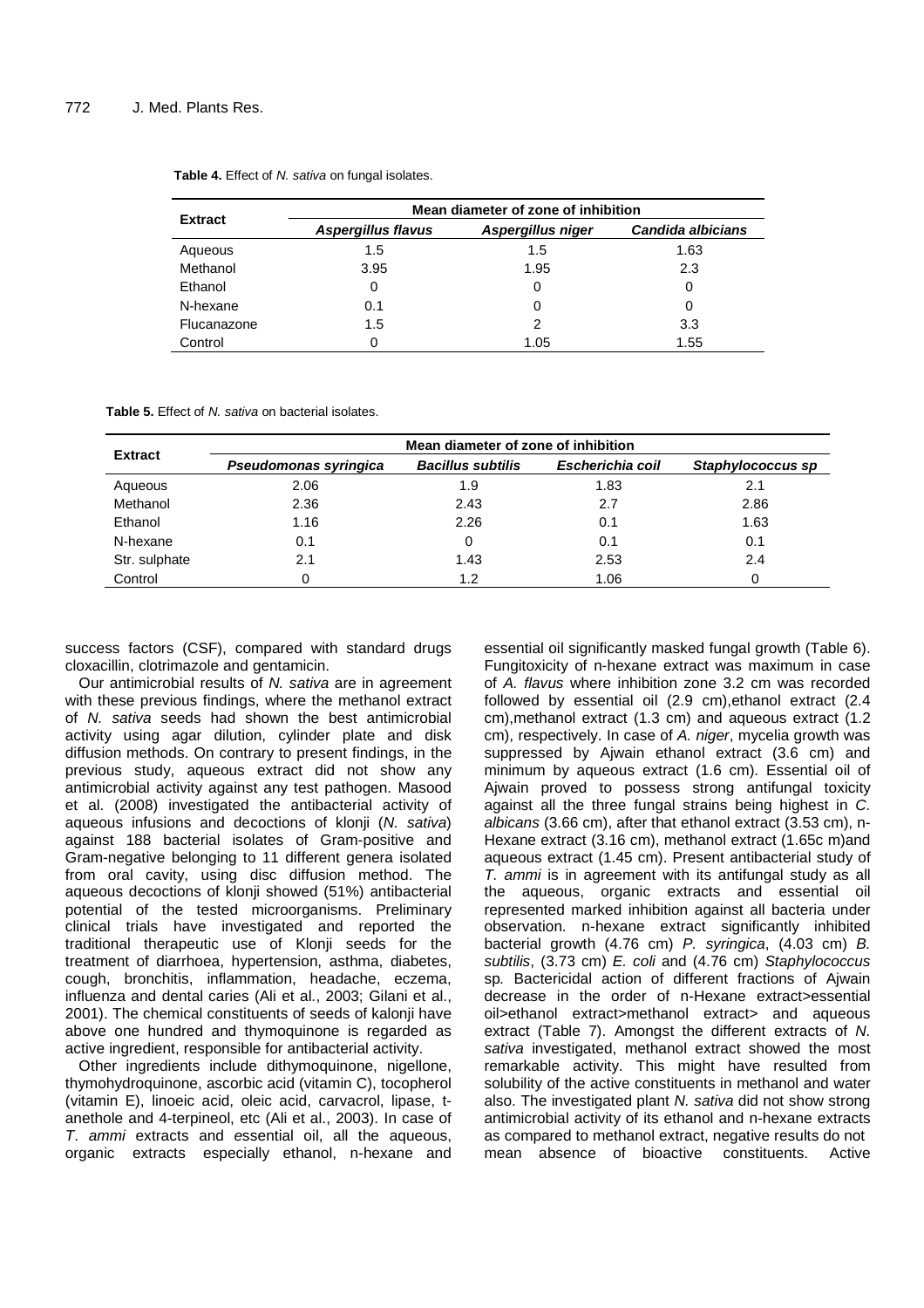**Table 4.** Effect of *N. sativa* on fungal isolates.

| Extract | Mean diameter of zone of inhibition | | |
|---|---|---|---|
| | *Aspergillus flavus* | *Aspergillus niger* | *Candida albicians* |
| Aqueous | 1.5 | 1.5 | 1.63 |
| Methanol | 3.95 | 1.95 | 2.3 |
| Ethanol | 0 | 0 | 0 |
| N-hexane | 0.1 | 0 | 0 |
| Flucanazone | 1.5 | 2 | 3.3 |
| Control | 0 | 1.05 | 1.55 |

**Table 5.** Effect of *N. sativa* on bacterial isolates.

| Extract | Mean diameter of zone of inhibition | | | |
|---|---|---|---|---|
| | *Pseudomonas syringica* | *Bacillus subtilis* | *Escherichia coil* | *Staphylococcus sp* |
| Aqueous | 2.06 | 1.9 | 1.83 | 2.1 |
| Methanol | 2.36 | 2.43 | 2.7 | 2.86 |
| Ethanol | 1.16 | 2.26 | 0.1 | 1.63 |
| N-hexane | 0.1 | 0 | 0.1 | 0.1 |
| Str. sulphate | 2.1 | 1.43 | 2.53 | 2.4 |
| Control | 0 | 1.2 | 1.06 | 0 |

success factors (CSF), compared with standard drugs cloxacillin, clotrimazole and gentamicin.

Our antimicrobial results of *N. sativa* are in agreement with these previous findings, where the methanol extract of *N. sativa* seeds had shown the best antimicrobial activity using agar dilution, cylinder plate and disk diffusion methods. On contrary to present findings, in the previous study, aqueous extract did not show any antimicrobial activity against any test pathogen. Masood et al. (2008) investigated the antibacterial activity of aqueous infusions and decoctions of klonji (*N. sativa*) against 188 bacterial isolates of Gram-positive and Gram-negative belonging to 11 different genera isolated from oral cavity, using disc diffusion method. The aqueous decoctions of klonji showed (51%) antibacterial potential of the tested microorganisms. Preliminary clinical trials have investigated and reported the traditional therapeutic use of Klonji seeds for the treatment of diarrhoea, hypertension, asthma, diabetes, cough, bronchitis, inflammation, headache, eczema, influenza and dental caries (Ali et al., 2003; Gilani et al., 2001). The chemical constituents of seeds of kalonji have above one hundred and thymoquinone is regarded as active ingredient, responsible for antibacterial activity.

Other ingredients include dithymoquinone, nigellone, thymohydroquinone, ascorbic acid (vitamin C), tocopherol (vitamin E), linoeic acid, oleic acid, carvacrol, lipase, t-anethole and 4-terpineol, etc (Ali et al., 2003). In case of *T. ammi* extracts and essential oil, all the aqueous, organic extracts especially ethanol, n-hexane and essential oil significantly masked fungal growth (Table 6). Fungitoxicity of n-hexane extract was maximum in case of *A. flavus* where inhibition zone 3.2 cm was recorded followed by essential oil (2.9 cm),ethanol extract (2.4 cm),methanol extract (1.3 cm) and aqueous extract (1.2 cm), respectively. In case of *A. niger*, mycelia growth was suppressed by Ajwain ethanol extract (3.6 cm) and minimum by aqueous extract (1.6 cm). Essential oil of Ajwain proved to possess strong antifungal toxicity against all the three fungal strains being highest in *C. albicans* (3.66 cm), after that ethanol extract (3.53 cm), n-Hexane extract (3.16 cm), methanol extract (1.65c m)and aqueous extract (1.45 cm). Present antibacterial study of *T. ammi* is in agreement with its antifungal study as all the aqueous, organic extracts and essential oil represented marked inhibition against all bacteria under observation. n-hexane extract significantly inhibited bacterial growth (4.76 cm) *P. syringica*, (4.03 cm) *B. subtilis*, (3.73 cm) *E. coli* and (4.76 cm) *Staphylococcus* sp. Bactericidal action of different fractions of Ajwain decrease in the order of n-Hexane extract>essential oil>ethanol extract>methanol extract> and aqueous extract (Table 7). Amongst the different extracts of *N. sativa* investigated, methanol extract showed the most remarkable activity. This might have resulted from solubility of the active constituents in methanol and water also. The investigated plant *N. sativa* did not show strong antimicrobial activity of its ethanol and n-hexane extracts as compared to methanol extract, negative results do not mean absence of bioactive constituents. Active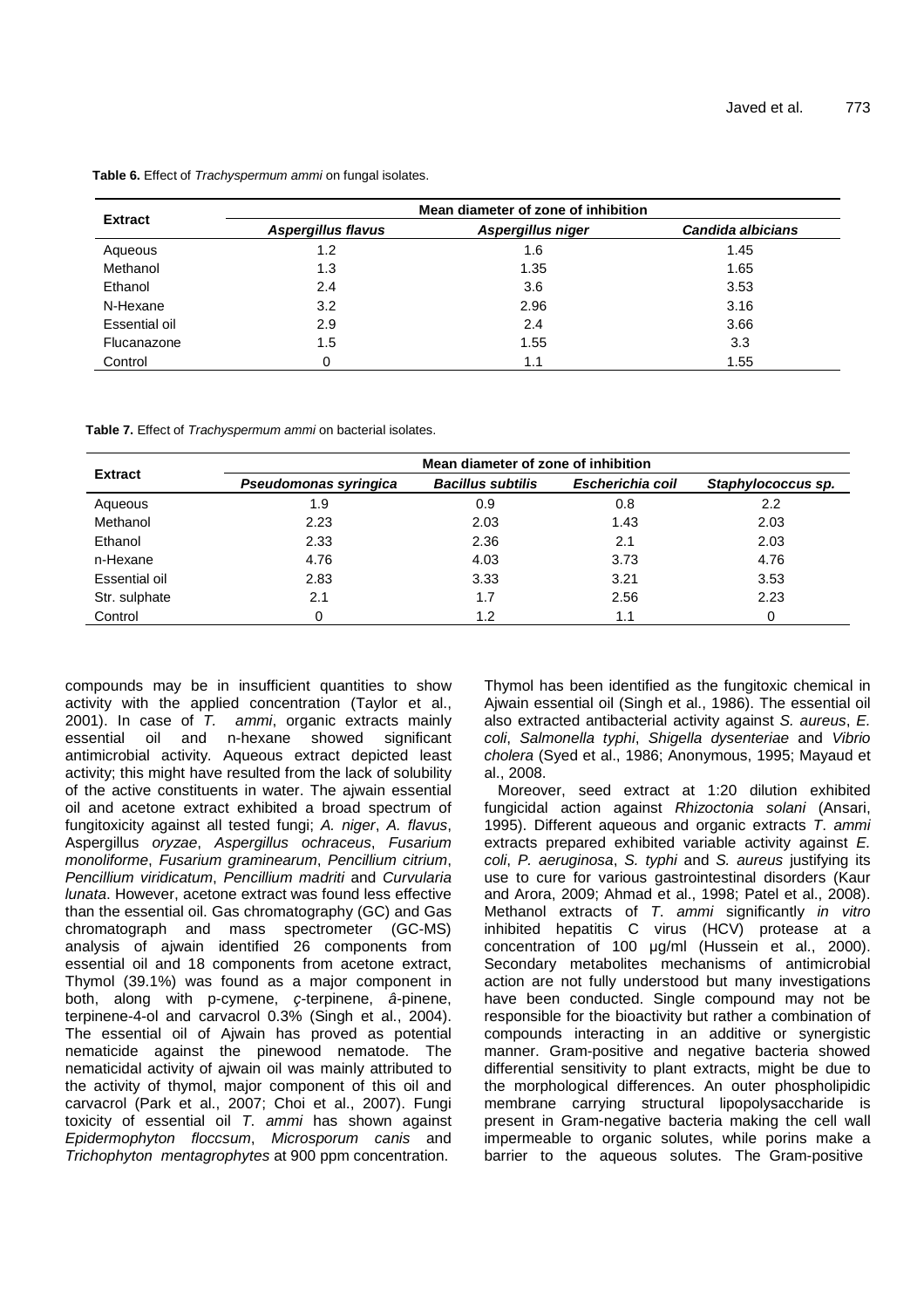**Table 6.** Effect of *Trachyspermum ammi* on fungal isolates.

| Extract | Mean diameter of zone of inhibition | | |
|---|---|---|---|
| | *Aspergillus flavus* | *Aspergillus niger* | *Candida albicians* |
| Aqueous | 1.2 | 1.6 | 1.45 |
| Methanol | 1.3 | 1.35 | 1.65 |
| Ethanol | 2.4 | 3.6 | 3.53 |
| N-Hexane | 3.2 | 2.96 | 3.16 |
| Essential oil | 2.9 | 2.4 | 3.66 |
| Flucanazone | 1.5 | 1.55 | 3.3 |
| Control | 0 | 1.1 | 1.55 |

**Table 7.** Effect of *Trachyspermum ammi* on bacterial isolates.

| Extract | Mean diameter of zone of inhibition | | | |
|---|---|---|---|---|
| | *Pseudomonas syringica* | *Bacillus subtilis* | *Escherichia coil* | *Staphylococcus sp.* |
| Aqueous | 1.9 | 0.9 | 0.8 | 2.2 |
| Methanol | 2.23 | 2.03 | 1.43 | 2.03 |
| Ethanol | 2.33 | 2.36 | 2.1 | 2.03 |
| n-Hexane | 4.76 | 4.03 | 3.73 | 4.76 |
| Essential oil | 2.83 | 3.33 | 3.21 | 3.53 |
| Str. sulphate | 2.1 | 1.7 | 2.56 | 2.23 |
| Control | 0 | 1.2 | 1.1 | 0 |

compounds may be in insufficient quantities to show activity with the applied concentration (Taylor et al., 2001). In case of *T. ammi*, organic extracts mainly essential oil and n-hexane showed significant antimicrobial activity. Aqueous extract depicted least activity; this might have resulted from the lack of solubility of the active constituents in water. The ajwain essential oil and acetone extract exhibited a broad spectrum of fungitoxicity against all tested fungi; *A. niger*, *A. flavus*, Aspergillus *oryzae*, *Aspergillus ochraceus*, *Fusarium monoliforme*, *Fusarium graminearum*, *Pencillium citrium*, *Pencillium viridicatum*, *Pencillium madriti* and *Curvularia lunata*. However, acetone extract was found less effective than the essential oil. Gas chromatography (GC) and Gas chromatograph and mass spectrometer (GC-MS) analysis of ajwain identified 26 components from essential oil and 18 components from acetone extract, Thymol (39.1%) was found as a major component in both, along with p-cymene, ç-terpinene, â-pinene, terpinene-4-ol and carvacrol 0.3% (Singh et al., 2004). The essential oil of Ajwain has proved as potential nematicide against the pinewood nematode. The nematicidal activity of ajwain oil was mainly attributed to the activity of thymol, major component of this oil and carvacrol (Park et al., 2007; Choi et al., 2007). Fungi toxicity of essential oil *T. ammi* has shown against *Epidermophyton floccsum*, *Microsporum canis* and *Trichophyton mentagrophytes* at 900 ppm concentration.

Thymol has been identified as the fungitoxic chemical in Ajwain essential oil (Singh et al., 1986). The essential oil also extracted antibacterial activity against *S. aureus*, *E. coli*, *Salmonella typhi*, *Shigella dysenteriae* and *Vibrio cholera* (Syed et al., 1986; Anonymous, 1995; Mayaud et al., 2008.

Moreover, seed extract at 1:20 dilution exhibited fungicidal action against *Rhizoctonia solani* (Ansari, 1995). Different aqueous and organic extracts *T. ammi* extracts prepared exhibited variable activity against *E. coli*, *P. aeruginosa*, *S. typhi* and *S. aureus* justifying its use to cure for various gastrointestinal disorders (Kaur and Arora, 2009; Ahmad et al., 1998; Patel et al., 2008). Methanol extracts of *T. ammi* significantly *in vitro* inhibited hepatitis C virus (HCV) protease at a concentration of 100 µg/ml (Hussein et al., 2000). Secondary metabolites mechanisms of antimicrobial action are not fully understood but many investigations have been conducted. Single compound may not be responsible for the bioactivity but rather a combination of compounds interacting in an additive or synergistic manner. Gram-positive and negative bacteria showed differential sensitivity to plant extracts, might be due to the morphological differences. An outer phospholipidic membrane carrying structural lipopolysaccharide is present in Gram-negative bacteria making the cell wall impermeable to organic solutes, while porins make a barrier to the aqueous solutes. The Gram-positive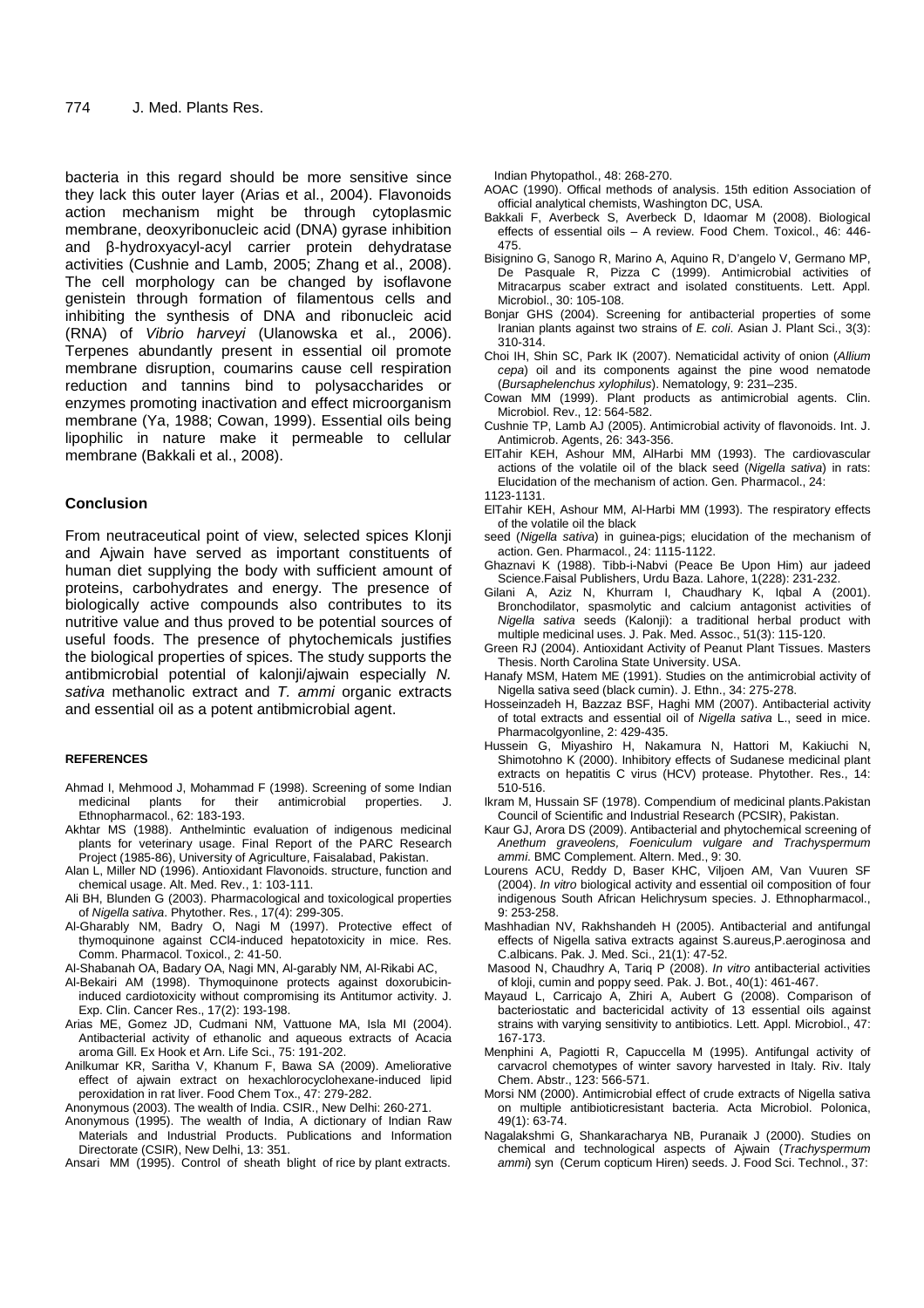bacteria in this regard should be more sensitive since they lack this outer layer (Arias et al., 2004). Flavonoids action mechanism might be through cytoplasmic membrane, deoxyribonucleic acid (DNA) gyrase inhibition and β-hydroxyacyl-acyl carrier protein dehydratase activities (Cushnie and Lamb, 2005; Zhang et al., 2008). The cell morphology can be changed by isoflavone genistein through formation of filamentous cells and inhibiting the synthesis of DNA and ribonucleic acid (RNA) of *Vibrio harveyi* (Ulanowska et al., 2006). Terpenes abundantly present in essential oil promote membrane disruption, coumarins cause cell respiration reduction and tannins bind to polysaccharides or enzymes promoting inactivation and effect microorganism membrane (Ya, 1988; Cowan, 1999). Essential oils being lipophilic in nature make it permeable to cellular membrane (Bakkali et al., 2008).

## Conclusion

From neutraceutical point of view, selected spices Klonji and Ajwain have served as important constituents of human diet supplying the body with sufficient amount of proteins, carbohydrates and energy. The presence of biologically active compounds also contributes to its nutritive value and thus proved to be potential sources of useful foods. The presence of phytochemicals justifies the biological properties of spices. The study supports the antibmicrobial potential of kalonji/ajwain especially *N. sativa* methanolic extract and *T. ammi* organic extracts and essential oil as a potent antibmicrobial agent.

## REFERENCES

Ahmad I, Mehmood J, Mohammad F (1998). Screening of some Indian medicinal plants for their antimicrobial properties. J. Ethnopharmacol., 62: 183-193.

Akhtar MS (1988). Anthelmintic evaluation of indigenous medicinal plants for veterinary usage. Final Report of the PARC Research Project (1985-86), University of Agriculture, Faisalabad, Pakistan.

Alan L, Miller ND (1996). Antioxidant Flavonoids. structure, function and chemical usage. Alt. Med. Rev., 1: 103-111.

Ali BH, Blunden G (2003). Pharmacological and toxicological properties of *Nigella sativa*. Phytother. Res., 17(4): 299-305.

Al-Gharably NM, Badry O, Nagi M (1997). Protective effect of thymoquinone against CCl4-induced hepatotoxicity in mice. Res. Comm. Pharmacol. Toxicol., 2: 41-50.

Al-Shabanah OA, Badary OA, Nagi MN, Al-garably NM, Al-Rikabi AC,

Al-Bekairi AM (1998). Thymoquinone protects against doxorubicin-induced cardiotoxicity without compromising its Antitumor activity. J. Exp. Clin. Cancer Res., 17(2): 193-198.

Arias ME, Gomez JD, Cudmani NM, Vattuone MA, Isla MI (2004). Antibacterial activity of ethanolic and aqueous extracts of Acacia aroma Gill. Ex Hook et Arn. Life Sci., 75: 191-202.

Anilkumar KR, Saritha V, Khanum F, Bawa SA (2009). Ameliorative effect of ajwain extract on hexachlorocyclohexane-induced lipid peroxidation in rat liver. Food Chem Tox., 47: 279-282.

Anonymous (2003). The wealth of India. CSIR., New Delhi: 260-271.

Anonymous (1995). The wealth of India, A dictionary of Indian Raw Materials and Industrial Products. Publications and Information Directorate (CSIR), New Delhi, 13: 351.

Ansari MM (1995). Control of sheath blight of rice by plant extracts. Indian Phytopathol., 48: 268-270.

AOAC (1990). Offical methods of analysis. 15th edition Association of official analytical chemists, Washington DC, USA.

Bakkali F, Averbeck S, Averbeck D, Idaomar M (2008). Biological effects of essential oils – A review. Food Chem. Toxicol., 46: 446-475.

Bisignino G, Sanogo R, Marino A, Aquino R, D'angelo V, Germano MP, De Pasquale R, Pizza C (1999). Antimicrobial activities of Mitracarpus scaber extract and isolated constituents. Lett. Appl. Microbiol., 30: 105-108.

Bonjar GHS (2004). Screening for antibacterial properties of some Iranian plants against two strains of *E. coli*. Asian J. Plant Sci., 3(3): 310-314.

Choi IH, Shin SC, Park IK (2007). Nematicidal activity of onion (*Allium cepa*) oil and its components against the pine wood nematode (*Bursaphelenchus xylophilus*). Nematology, 9: 231–235.

Cowan MM (1999). Plant products as antimicrobial agents. Clin. Microbiol. Rev., 12: 564-582.

Cushnie TP, Lamb AJ (2005). Antimicrobial activity of flavonoids. Int. J. Antimicrob. Agents, 26: 343-356.

ElTahir KEH, Ashour MM, AlHarbi MM (1993). The cardiovascular actions of the volatile oil of the black seed (*Nigella sativa*) in rats: Elucidation of the mechanism of action. Gen. Pharmacol., 24: 1123-1131.

ElTahir KEH, Ashour MM, Al-Harbi MM (1993). The respiratory effects of the volatile oil the black seed (*Nigella sativa*) in guinea-pigs; elucidation of the mechanism of action. Gen. Pharmacol., 24: 1115-1122.

Ghaznavi K (1988). Tibb-i-Nabvi (Peace Be Upon Him) aur jadeed Science.Faisal Publishers, Urdu Baza. Lahore, 1(228): 231-232.

Gilani A, Aziz N, Khurram I, Chaudhary K, Iqbal A (2001). Bronchodilator, spasmolytic and calcium antagonist activities of *Nigella sativa* seeds (Kalonji): a traditional herbal product with multiple medicinal uses. J. Pak. Med. Assoc., 51(3): 115-120.

Green RJ (2004). Antioxidant Activity of Peanut Plant Tissues. Masters Thesis. North Carolina State University. USA.

Hanafy MSM, Hatem ME (1991). Studies on the antimicrobial activity of Nigella sativa seed (black cumin). J. Ethn., 34: 275-278.

Hosseinzadeh H, Bazzaz BSF, Haghi MM (2007). Antibacterial activity of total extracts and essential oil of *Nigella sativa* L., seed in mice. Pharmacolgyonline, 2: 429-435.

Hussein G, Miyashiro H, Nakamura N, Hattori M, Kakiuchi N, Shimotohno K (2000). Inhibitory effects of Sudanese medicinal plant extracts on hepatitis C virus (HCV) protease. Phytother. Res., 14: 510-516.

Ikram M, Hussain SF (1978). Compendium of medicinal plants.Pakistan Council of Scientific and Industrial Research (PCSIR), Pakistan.

Kaur GJ, Arora DS (2009). Antibacterial and phytochemical screening of *Anethum graveolens, Foeniculum vulgare and Trachyspermum ammi*. BMC Complement. Altern. Med., 9: 30.

Lourens ACU, Reddy D, Baser KHC, Viljoen AM, Van Vuuren SF (2004). *In vitro* biological activity and essential oil composition of four indigenous South African Helichrysum species. J. Ethnopharmacol., 9: 253-258.

Mashhadian NV, Rakhshandeh H (2005). Antibacterial and antifungal effects of Nigella sativa extracts against S.aureus,P.aeroginosa and C.albicans. Pak. J. Med. Sci., 21(1): 47-52.

Masood N, Chaudhry A, Tariq P (2008). *In vitro* antibacterial activities of kloji, cumin and poppy seed. Pak. J. Bot., 40(1): 461-467.

Mayaud L, Carricajo A, Zhiri A, Aubert G (2008). Comparison of bacteriostatic and bactericidal activity of 13 essential oils against strains with varying sensitivity to antibiotics. Lett. Appl. Microbiol., 47: 167-173.

Menphini A, Pagiotti R, Capuccella M (1995). Antifungal activity of carvacrol chemotypes of winter savory harvested in Italy. Riv. Italy Chem. Abstr., 123: 566-571.

Morsi NM (2000). Antimicrobial effect of crude extracts of Nigella sativa on multiple antibioticresistant bacteria. Acta Microbiol. Polonica, 49(1): 63-74.

Nagalakshmi G, Shankaracharya NB, Puranaik J (2000). Studies on chemical and technological aspects of Ajwain (*Trachyspermum ammi*) syn (Cerum copticum Hiren) seeds. J. Food Sci. Technol., 37: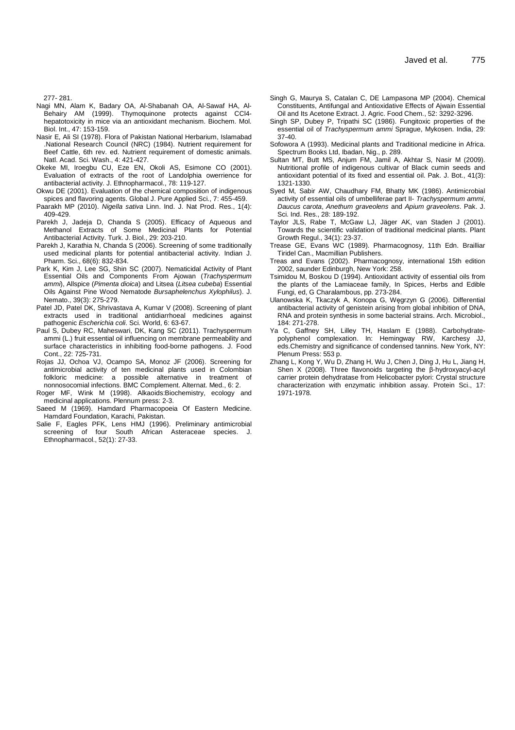277- 281.

Nagi MN, Alam K, Badary OA, Al-Shabanah OA, Al-Sawaf HA, Al-Behairy AM (1999). Thymoquinone protects against CCl4-hepatotoxicity in mice via an antioxidant mechanism. Biochem. Mol. Biol. Int., 47: 153-159.

Nasir E, Ali SI (1978). Flora of Pakistan National Herbarium, Islamabad .National Research Council (NRC) (1984). Nutrient requirement for Beef Cattle, 6th rev. ed. Nutrient requirement of domestic animals. Natl. Acad. Sci. Wash., 4: 421-427.

Okeke MI, Iroegbu CU, Eze EN, Okoli AS, Esimone CO (2001). Evaluation of extracts of the root of Landolphia owerrience for antibacterial activity. J. Ethnopharmacol., 78: 119-127.

Okwu DE (2001). Evaluation of the chemical composition of indigenous spices and flavoring agents. Global J. Pure Applied Sci., 7: 455-459.

Paarakh MP (2010). *Nigella sativa* Linn. Ind. J. Nat Prod. Res., 1(4): 409-429.

Parekh J, Jadeja D, Chanda S (2005). Efficacy of Aqueous and Methanol Extracts of Some Medicinal Plants for Potential Antibacterial Activity. Turk. J. Biol., 29: 203-210.

Parekh J, Karathia N, Chanda S (2006). Screening of some traditionally used medicinal plants for potential antibacterial activity. Indian J. Pharm. Sci., 68(6): 832-834.

Park K, Kim J, Lee SG, Shin SC (2007). Nematicidal Activity of Plant Essential Oils and Components From Ajowan (*Trachyspermum ammi*), Allspice (*Pimenta dioica*) and Litsea (*Litsea cubeba*) Essential Oils Against Pine Wood Nematode *Bursaphelenchus Xylophilus*). J. Nemato., 39(3): 275-279.

Patel JD, Patel DK, Shrivastava A, Kumar V (2008). Screening of plant extracts used in traditional antidiarrhoeal medicines against pathogenic *Escherichia coli*. Sci. World, 6: 63-67.

Paul S, Dubey RC, Maheswari, DK, Kang SC (2011). Trachyspermum ammi (L.) fruit essential oil influencing on membrane permeability and surface characteristics in inhibiting food-borne pathogens. J. Food Cont., 22: 725-731.

Rojas JJ, Ochoa VJ, Ocampo SA, Monoz JF (2006). Screening for antimicrobial activity of ten medicinal plants used in Colombian folkloric medicine: a possible alternative in treatment of nonnosocomial infections. BMC Complement. Alternat. Med., 6: 2.

Roger MF, Wink M (1998). Alkaoids:Biochemistry, ecology and medicinal applications. Plennum press: 2-3.

Saeed M (1969). Hamdard Pharmacopoeia Of Eastern Medicine. Hamdard Foundation, Karachi, Pakistan.

Salie F, Eagles PFK, Lens HMJ (1996). Preliminary antimicrobial screening of four South African Asteraceae species. J. Ethnopharmacol., 52(1): 27-33.

Singh G, Maurya S, Catalan C, DE Lampasona MP (2004). Chemical Constituents, Antifungal and Antioxidative Effects of Ajwain Essential Oil and Its Acetone Extract. J. Agric. Food Chem., 52: 3292-3296.

Singh SP, Dubey P, Tripathi SC (1986). Fungitoxic properties of the essential oil of *Trachyspermum ammi* Sprague, Mykosen. India, 29: 37-40.

Sofowora A (1993). Medicinal plants and Traditional medicine in Africa. Spectrum Books Ltd, Ibadan, Nig., p. 289.

Sultan MT, Butt MS, Anjum FM, Jamil A, Akhtar S, Nasir M (2009). Nutritional profile of indigenous cultivar of Black cumin seeds and antioxidant potential of its fixed and essential oil. Pak. J. Bot., 41(3): 1321-1330.

Syed M, Sabir AW, Chaudhary FM, Bhatty MK (1986). Antimicrobial activity of essential oils of umbelliferae part II- *Trachyspermum ammi*, *Daucus carota*, *Anethum graveolens* and *Apium graveolens*. Pak. J. Sci. Ind. Res., 28: 189-192.

Taylor JLS, Rabe T, McGaw LJ, Jäger AK, van Staden J (2001). Towards the scientific validation of traditional medicinal plants. Plant Growth Regul., 34(1): 23-37.

Trease GE, Evans WC (1989). Pharmacognosy, 11th Edn. Brailliar Tiridel Can., Macmillian Publishers.

Treas and Evans (2002). Pharmacognosy, international 15th edition 2002, saunder Edinburgh, New York: 258.

Tsimidou M, Boskou D (1994). Antioxidant activity of essential oils from the plants of the Lamiaceae family, In Spices, Herbs and Edible Fungi, ed, G Charalambous, pp. 273-284.

Ulanowska K, Tkaczyk A, Konopa G, Węgrzyn G (2006). Differential antibacterial activity of genistein arising from global inhibition of DNA, RNA and protein synthesis in some bacterial strains. Arch. Microbiol., 184: 271-278.

Ya C, Gaffney SH, Lilley TH, Haslam E (1988). Carbohydrate-polyphenol complexation. In: Hemingway RW, Karchesy JJ, eds.Chemistry and significance of condensed tannins. New York, NY: Plenum Press: 553 p.

Zhang L, Kong Y, Wu D, Zhang H, Wu J, Chen J, Ding J, Hu L, Jiang H, Shen X (2008). Three flavonoids targeting the β-hydroxyacyl-acyl carrier protein dehydratase from Helicobacter pylori: Crystal structure characterization with enzymatic inhibition assay. Protein Sci., 17: 1971-1978.